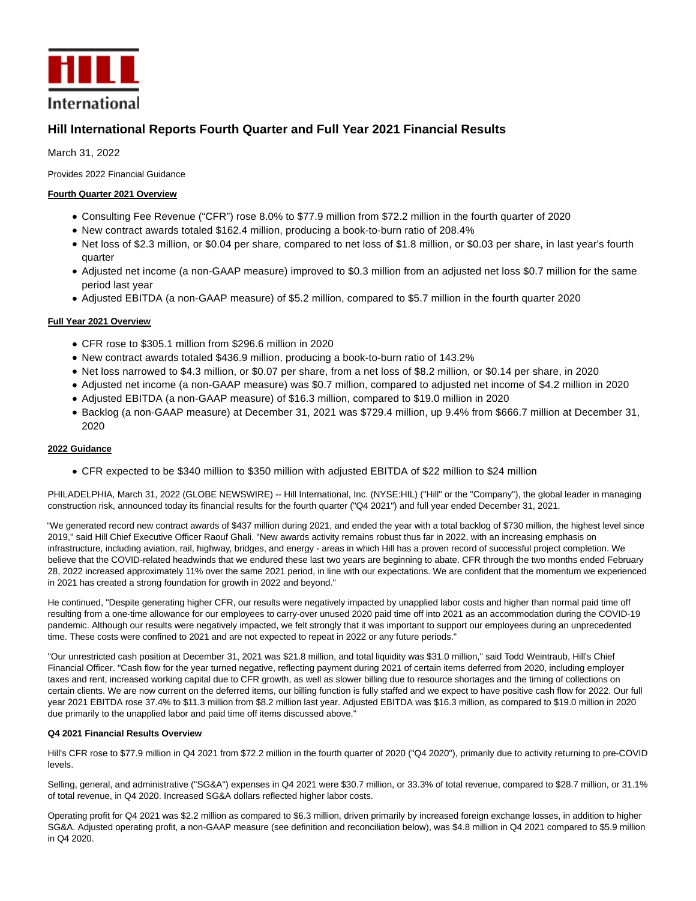# Hill International Reports Fourth Quarter and Full Year 2021 Financial Results

March 31, 2022

Provides 2022 Financial Guidance

**Fourth Quarter 2021 Overview**

- Consulting Fee Revenue ("CFR") rose 8.0% to $77.9 million from $72.2 million in the fourth quarter of 2020
- New contract awards totaled $162.4 million, producing a book-to-burn ratio of 208.4%
- Net loss of $2.3 million, or $0.04 per share, compared to net loss of $1.8 million, or $0.03 per share, in last year's fourth quarter
- Adjusted net income (a non-GAAP measure) improved to $0.3 million from an adjusted net loss $0.7 million for the same period last year
- Adjusted EBITDA (a non-GAAP measure) of $5.2 million, compared to $5.7 million in the fourth quarter 2020

**Full Year 2021 Overview**

- CFR rose to $305.1 million from $296.6 million in 2020
- New contract awards totaled $436.9 million, producing a book-to-burn ratio of 143.2%
- Net loss narrowed to $4.3 million, or $0.07 per share, from a net loss of $8.2 million, or $0.14 per share, in 2020
- Adjusted net income (a non-GAAP measure) was $0.7 million, compared to adjusted net income of $4.2 million in 2020
- Adjusted EBITDA (a non-GAAP measure) of $16.3 million, compared to $19.0 million in 2020
- Backlog (a non-GAAP measure) at December 31, 2021 was $729.4 million, up 9.4% from $666.7 million at December 31, 2020

**2022 Guidance**

- CFR expected to be $340 million to $350 million with adjusted EBITDA of $22 million to $24 million

PHILADELPHIA, March 31, 2022 (GLOBE NEWSWIRE) -- Hill International, Inc. (NYSE:HIL) ("Hill" or the "Company"), the global leader in managing construction risk, announced today its financial results for the fourth quarter ("Q4 2021") and full year ended December 31, 2021.

"We generated record new contract awards of $437 million during 2021, and ended the year with a total backlog of $730 million, the highest level since 2019," said Hill Chief Executive Officer Raouf Ghali. "New awards activity remains robust thus far in 2022, with an increasing emphasis on infrastructure, including aviation, rail, highway, bridges, and energy - areas in which Hill has a proven record of successful project completion. We believe that the COVID-related headwinds that we endured these last two years are beginning to abate. CFR through the two months ended February 28, 2022 increased approximately 11% over the same 2021 period, in line with our expectations. We are confident that the momentum we experienced in 2021 has created a strong foundation for growth in 2022 and beyond."

He continued, "Despite generating higher CFR, our results were negatively impacted by unapplied labor costs and higher than normal paid time off resulting from a one-time allowance for our employees to carry-over unused 2020 paid time off into 2021 as an accommodation during the COVID-19 pandemic. Although our results were negatively impacted, we felt strongly that it was important to support our employees during an unprecedented time. These costs were confined to 2021 and are not expected to repeat in 2022 or any future periods."

"Our unrestricted cash position at December 31, 2021 was $21.8 million, and total liquidity was $31.0 million," said Todd Weintraub, Hill's Chief Financial Officer. "Cash flow for the year turned negative, reflecting payment during 2021 of certain items deferred from 2020, including employer taxes and rent, increased working capital due to CFR growth, as well as slower billing due to resource shortages and the timing of collections on certain clients. We are now current on the deferred items, our billing function is fully staffed and we expect to have positive cash flow for 2022. Our full year 2021 EBITDA rose 37.4% to $11.3 million from $8.2 million last year. Adjusted EBITDA was $16.3 million, as compared to $19.0 million in 2020 due primarily to the unapplied labor and paid time off items discussed above."

**Q4 2021 Financial Results Overview**

Hill's CFR rose to $77.9 million in Q4 2021 from $72.2 million in the fourth quarter of 2020 ("Q4 2020"), primarily due to activity returning to pre-COVID levels.

Selling, general, and administrative ("SG&A") expenses in Q4 2021 were $30.7 million, or 33.3% of total revenue, compared to $28.7 million, or 31.1% of total revenue, in Q4 2020. Increased SG&A dollars reflected higher labor costs.

Operating profit for Q4 2021 was $2.2 million as compared to $6.3 million, driven primarily by increased foreign exchange losses, in addition to higher SG&A. Adjusted operating profit, a non-GAAP measure (see definition and reconciliation below), was $4.8 million in Q4 2021 compared to $5.9 million in Q4 2020.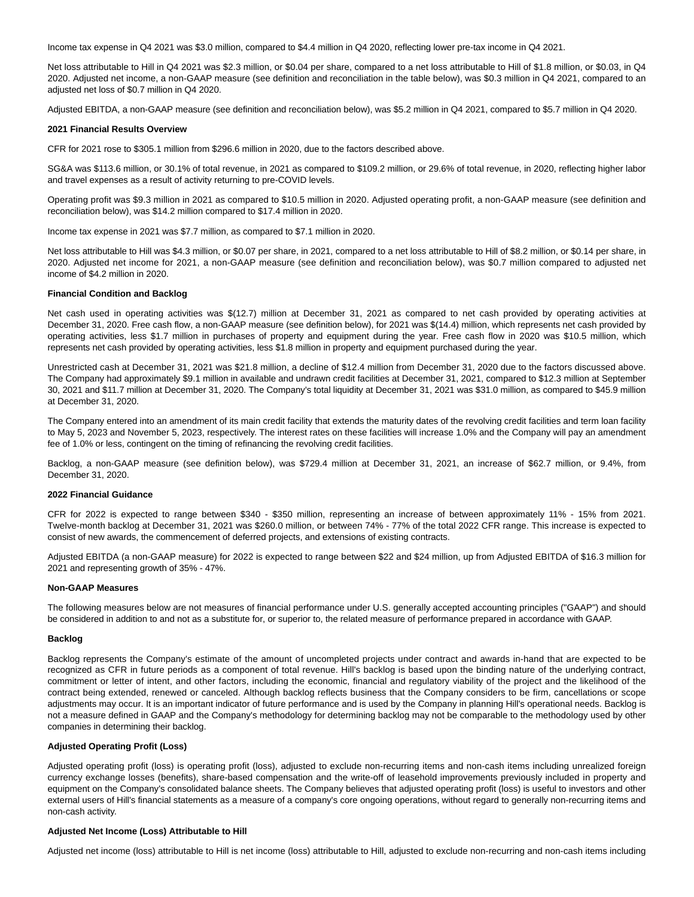Income tax expense in Q4 2021 was $3.0 million, compared to $4.4 million in Q4 2020, reflecting lower pre-tax income in Q4 2021.

Net loss attributable to Hill in Q4 2021 was $2.3 million, or $0.04 per share, compared to a net loss attributable to Hill of $1.8 million, or $0.03, in Q4 2020. Adjusted net income, a non-GAAP measure (see definition and reconciliation in the table below), was $0.3 million in Q4 2021, compared to an adjusted net loss of $0.7 million in Q4 2020.

Adjusted EBITDA, a non-GAAP measure (see definition and reconciliation below), was $5.2 million in Q4 2021, compared to $5.7 million in Q4 2020.

**2021 Financial Results Overview**

CFR for 2021 rose to $305.1 million from $296.6 million in 2020, due to the factors described above.

SG&A was $113.6 million, or 30.1% of total revenue, in 2021 as compared to $109.2 million, or 29.6% of total revenue, in 2020, reflecting higher labor and travel expenses as a result of activity returning to pre-COVID levels.

Operating profit was $9.3 million in 2021 as compared to $10.5 million in 2020. Adjusted operating profit, a non-GAAP measure (see definition and reconciliation below), was $14.2 million compared to $17.4 million in 2020.

Income tax expense in 2021 was $7.7 million, as compared to $7.1 million in 2020.

Net loss attributable to Hill was $4.3 million, or $0.07 per share, in 2021, compared to a net loss attributable to Hill of $8.2 million, or $0.14 per share, in 2020. Adjusted net income for 2021, a non-GAAP measure (see definition and reconciliation below), was $0.7 million compared to adjusted net income of $4.2 million in 2020.

**Financial Condition and Backlog**

Net cash used in operating activities was $(12.7) million at December 31, 2021 as compared to net cash provided by operating activities at December 31, 2020. Free cash flow, a non-GAAP measure (see definition below), for 2021 was $(14.4) million, which represents net cash provided by operating activities, less $1.7 million in purchases of property and equipment during the year. Free cash flow in 2020 was $10.5 million, which represents net cash provided by operating activities, less $1.8 million in property and equipment purchased during the year.

Unrestricted cash at December 31, 2021 was $21.8 million, a decline of $12.4 million from December 31, 2020 due to the factors discussed above. The Company had approximately $9.1 million in available and undrawn credit facilities at December 31, 2021, compared to $12.3 million at September 30, 2021 and $11.7 million at December 31, 2020. The Company's total liquidity at December 31, 2021 was $31.0 million, as compared to $45.9 million at December 31, 2020.

The Company entered into an amendment of its main credit facility that extends the maturity dates of the revolving credit facilities and term loan facility to May 5, 2023 and November 5, 2023, respectively. The interest rates on these facilities will increase 1.0% and the Company will pay an amendment fee of 1.0% or less, contingent on the timing of refinancing the revolving credit facilities.

Backlog, a non-GAAP measure (see definition below), was $729.4 million at December 31, 2021, an increase of $62.7 million, or 9.4%, from December 31, 2020.

**2022 Financial Guidance**

CFR for 2022 is expected to range between $340 - $350 million, representing an increase of between approximately 11% - 15% from 2021. Twelve-month backlog at December 31, 2021 was $260.0 million, or between 74% - 77% of the total 2022 CFR range. This increase is expected to consist of new awards, the commencement of deferred projects, and extensions of existing contracts.

Adjusted EBITDA (a non-GAAP measure) for 2022 is expected to range between $22 and $24 million, up from Adjusted EBITDA of $16.3 million for 2021 and representing growth of 35% - 47%.

**Non-GAAP Measures**

The following measures below are not measures of financial performance under U.S. generally accepted accounting principles ("GAAP") and should be considered in addition to and not as a substitute for, or superior to, the related measure of performance prepared in accordance with GAAP.

**Backlog**

Backlog represents the Company's estimate of the amount of uncompleted projects under contract and awards in-hand that are expected to be recognized as CFR in future periods as a component of total revenue. Hill's backlog is based upon the binding nature of the underlying contract, commitment or letter of intent, and other factors, including the economic, financial and regulatory viability of the project and the likelihood of the contract being extended, renewed or canceled. Although backlog reflects business that the Company considers to be firm, cancellations or scope adjustments may occur. It is an important indicator of future performance and is used by the Company in planning Hill's operational needs. Backlog is not a measure defined in GAAP and the Company's methodology for determining backlog may not be comparable to the methodology used by other companies in determining their backlog.

**Adjusted Operating Profit (Loss)**

Adjusted operating profit (loss) is operating profit (loss), adjusted to exclude non-recurring items and non-cash items including unrealized foreign currency exchange losses (benefits), share-based compensation and the write-off of leasehold improvements previously included in property and equipment on the Company's consolidated balance sheets. The Company believes that adjusted operating profit (loss) is useful to investors and other external users of Hill's financial statements as a measure of a company's core ongoing operations, without regard to generally non-recurring items and non-cash activity.

**Adjusted Net Income (Loss) Attributable to Hill**

Adjusted net income (loss) attributable to Hill is net income (loss) attributable to Hill, adjusted to exclude non-recurring and non-cash items including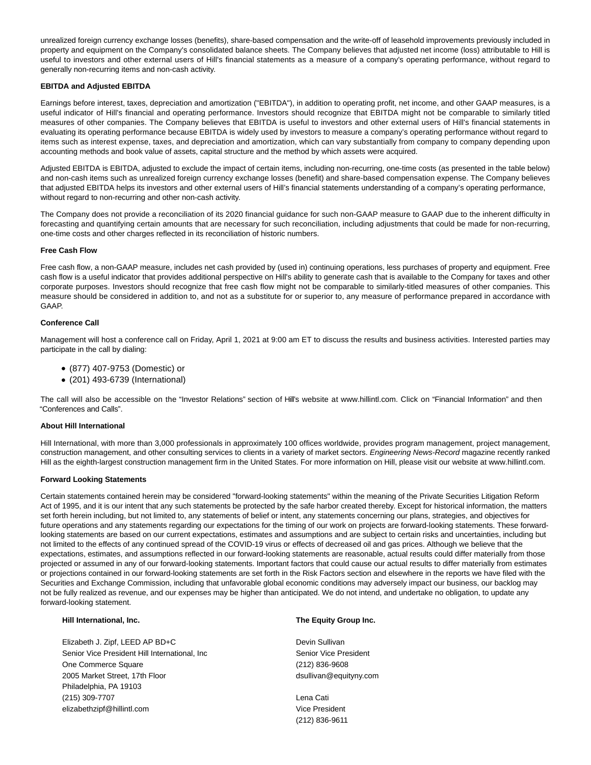unrealized foreign currency exchange losses (benefits), share-based compensation and the write-off of leasehold improvements previously included in property and equipment on the Company's consolidated balance sheets. The Company believes that adjusted net income (loss) attributable to Hill is useful to investors and other external users of Hill's financial statements as a measure of a company's operating performance, without regard to generally non-recurring items and non-cash activity.

**EBITDA and Adjusted EBITDA**

Earnings before interest, taxes, depreciation and amortization ("EBITDA"), in addition to operating profit, net income, and other GAAP measures, is a useful indicator of Hill's financial and operating performance. Investors should recognize that EBITDA might not be comparable to similarly titled measures of other companies. The Company believes that EBITDA is useful to investors and other external users of Hill's financial statements in evaluating its operating performance because EBITDA is widely used by investors to measure a company's operating performance without regard to items such as interest expense, taxes, and depreciation and amortization, which can vary substantially from company to company depending upon accounting methods and book value of assets, capital structure and the method by which assets were acquired.

Adjusted EBITDA is EBITDA, adjusted to exclude the impact of certain items, including non-recurring, one-time costs (as presented in the table below) and non-cash items such as unrealized foreign currency exchange losses (benefit) and share-based compensation expense. The Company believes that adjusted EBITDA helps its investors and other external users of Hill's financial statements understanding of a company's operating performance, without regard to non-recurring and other non-cash activity.

The Company does not provide a reconciliation of its 2020 financial guidance for such non-GAAP measure to GAAP due to the inherent difficulty in forecasting and quantifying certain amounts that are necessary for such reconciliation, including adjustments that could be made for non-recurring, one-time costs and other charges reflected in its reconciliation of historic numbers.

**Free Cash Flow**

Free cash flow, a non-GAAP measure, includes net cash provided by (used in) continuing operations, less purchases of property and equipment. Free cash flow is a useful indicator that provides additional perspective on Hill's ability to generate cash that is available to the Company for taxes and other corporate purposes. Investors should recognize that free cash flow might not be comparable to similarly-titled measures of other companies. This measure should be considered in addition to, and not as a substitute for or superior to, any measure of performance prepared in accordance with GAAP.

**Conference Call**

Management will host a conference call on Friday, April 1, 2021 at 9:00 am ET to discuss the results and business activities. Interested parties may participate in the call by dialing:

- (877) 407-9753 (Domestic) or
- (201) 493-6739 (International)

The call will also be accessible on the "Investor Relations" section of Hill's website at www.hillintl.com. Click on "Financial Information" and then "Conferences and Calls".

**About Hill International**

Hill International, with more than 3,000 professionals in approximately 100 offices worldwide, provides program management, project management, construction management, and other consulting services to clients in a variety of market sectors. *Engineering News-Record* magazine recently ranked Hill as the eighth-largest construction management firm in the United States. For more information on Hill, please visit our website at www.hillintl.com.

**Forward Looking Statements**

Certain statements contained herein may be considered "forward-looking statements" within the meaning of the Private Securities Litigation Reform Act of 1995, and it is our intent that any such statements be protected by the safe harbor created thereby. Except for historical information, the matters set forth herein including, but not limited to, any statements of belief or intent, any statements concerning our plans, strategies, and objectives for future operations and any statements regarding our expectations for the timing of our work on projects are forward-looking statements. These forward-looking statements are based on our current expectations, estimates and assumptions and are subject to certain risks and uncertainties, including but not limited to the effects of any continued spread of the COVID-19 virus or effects of decreased oil and gas prices. Although we believe that the expectations, estimates, and assumptions reflected in our forward-looking statements are reasonable, actual results could differ materially from those projected or assumed in any of our forward-looking statements. Important factors that could cause our actual results to differ materially from estimates or projections contained in our forward-looking statements are set forth in the Risk Factors section and elsewhere in the reports we have filed with the Securities and Exchange Commission, including that unfavorable global economic conditions may adversely impact our business, our backlog may not be fully realized as revenue, and our expenses may be higher than anticipated. We do not intend, and undertake no obligation, to update any forward-looking statement.

**Hill International, Inc.**

Elizabeth J. Zipf, LEED AP BD+C
Senior Vice President Hill International, Inc
One Commerce Square
2005 Market Street, 17th Floor
Philadelphia, PA 19103
(215) 309-7707
elizabethzipf@hillintl.com

**The Equity Group Inc.**

Devin Sullivan
Senior Vice President
(212) 836-9608
dsullivan@equityny.com

Lena Cati
Vice President
(212) 836-9611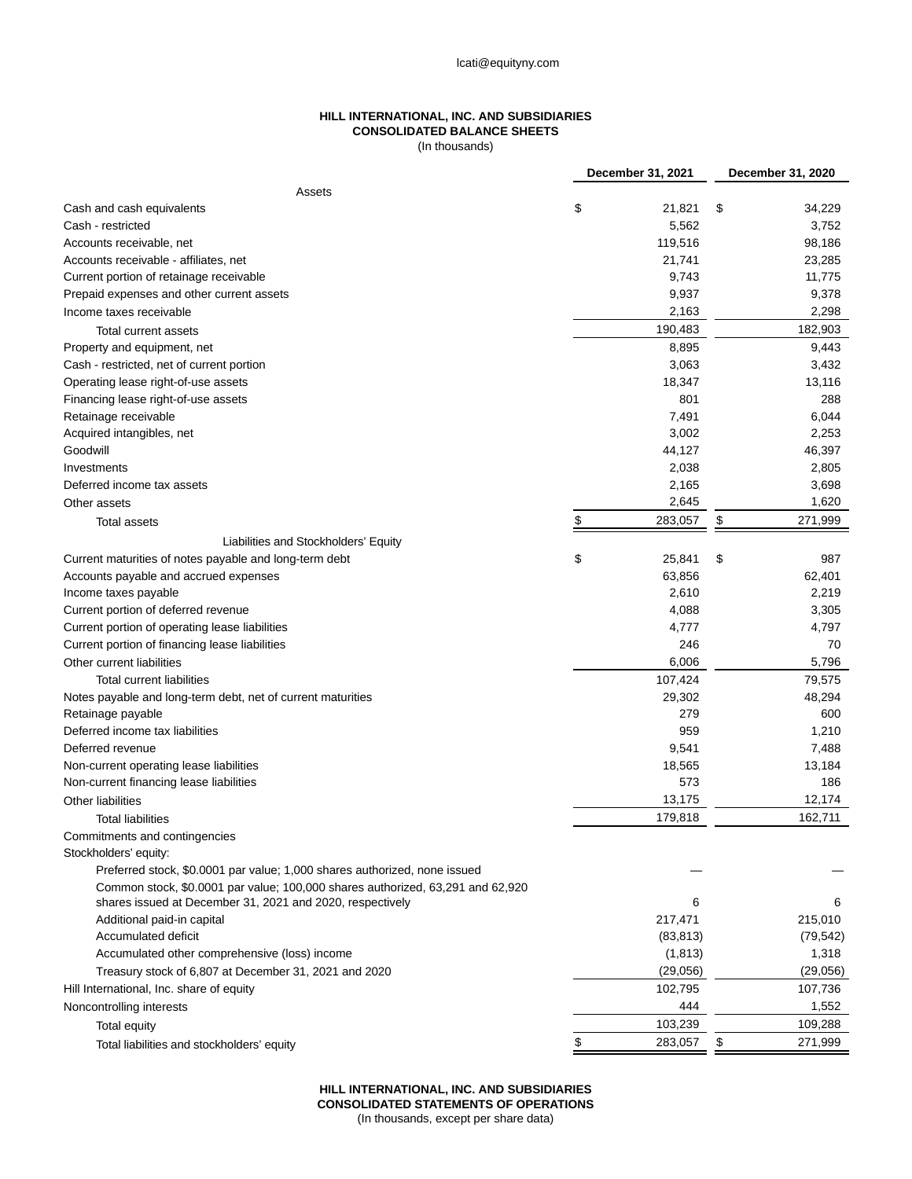lcati@equityny.com

**HILL INTERNATIONAL, INC. AND SUBSIDIARIES**
**CONSOLIDATED BALANCE SHEETS**
(In thousands)

| | December 31, 2021 | December 31, 2020 |
|---|---|---|
| **Assets** | | |
| Cash and cash equivalents | $ 21,821 | $ 34,229 |
| Cash - restricted | 5,562 | 3,752 |
| Accounts receivable, net | 119,516 | 98,186 |
| Accounts receivable - affiliates, net | 21,741 | 23,285 |
| Current portion of retainage receivable | 9,743 | 11,775 |
| Prepaid expenses and other current assets | 9,937 | 9,378 |
| Income taxes receivable | 2,163 | 2,298 |
| Total current assets | 190,483 | 182,903 |
| Property and equipment, net | 8,895 | 9,443 |
| Cash - restricted, net of current portion | 3,063 | 3,432 |
| Operating lease right-of-use assets | 18,347 | 13,116 |
| Financing lease right-of-use assets | 801 | 288 |
| Retainage receivable | 7,491 | 6,044 |
| Acquired intangibles, net | 3,002 | 2,253 |
| Goodwill | 44,127 | 46,397 |
| Investments | 2,038 | 2,805 |
| Deferred income tax assets | 2,165 | 3,698 |
| Other assets | 2,645 | 1,620 |
| Total assets | $ 283,057 | $ 271,999 |
| **Liabilities and Stockholders' Equity** | | |
| Current maturities of notes payable and long-term debt | $ 25,841 | $ 987 |
| Accounts payable and accrued expenses | 63,856 | 62,401 |
| Income taxes payable | 2,610 | 2,219 |
| Current portion of deferred revenue | 4,088 | 3,305 |
| Current portion of operating lease liabilities | 4,777 | 4,797 |
| Current portion of financing lease liabilities | 246 | 70 |
| Other current liabilities | 6,006 | 5,796 |
| Total current liabilities | 107,424 | 79,575 |
| Notes payable and long-term debt, net of current maturities | 29,302 | 48,294 |
| Retainage payable | 279 | 600 |
| Deferred income tax liabilities | 959 | 1,210 |
| Deferred revenue | 9,541 | 7,488 |
| Non-current operating lease liabilities | 18,565 | 13,184 |
| Non-current financing lease liabilities | 573 | 186 |
| Other liabilities | 13,175 | 12,174 |
| Total liabilities | 179,818 | 162,711 |
| Commitments and contingencies | | |
| Stockholders' equity: | | |
| Preferred stock, $0.0001 par value; 1,000 shares authorized, none issued | — | — |
| Common stock, $0.0001 par value; 100,000 shares authorized, 63,291 and 62,920 shares issued at December 31, 2021 and 2020, respectively | 6 | 6 |
| Additional paid-in capital | 217,471 | 215,010 |
| Accumulated deficit | (83,813) | (79,542) |
| Accumulated other comprehensive (loss) income | (1,813) | 1,318 |
| Treasury stock of 6,807 at December 31, 2021 and 2020 | (29,056) | (29,056) |
| Hill International, Inc. share of equity | 102,795 | 107,736 |
| Noncontrolling interests | 444 | 1,552 |
| Total equity | 103,239 | 109,288 |
| Total liabilities and stockholders' equity | $ 283,057 | $ 271,999 |

**HILL INTERNATIONAL, INC. AND SUBSIDIARIES**
**CONSOLIDATED STATEMENTS OF OPERATIONS**
(In thousands, except per share data)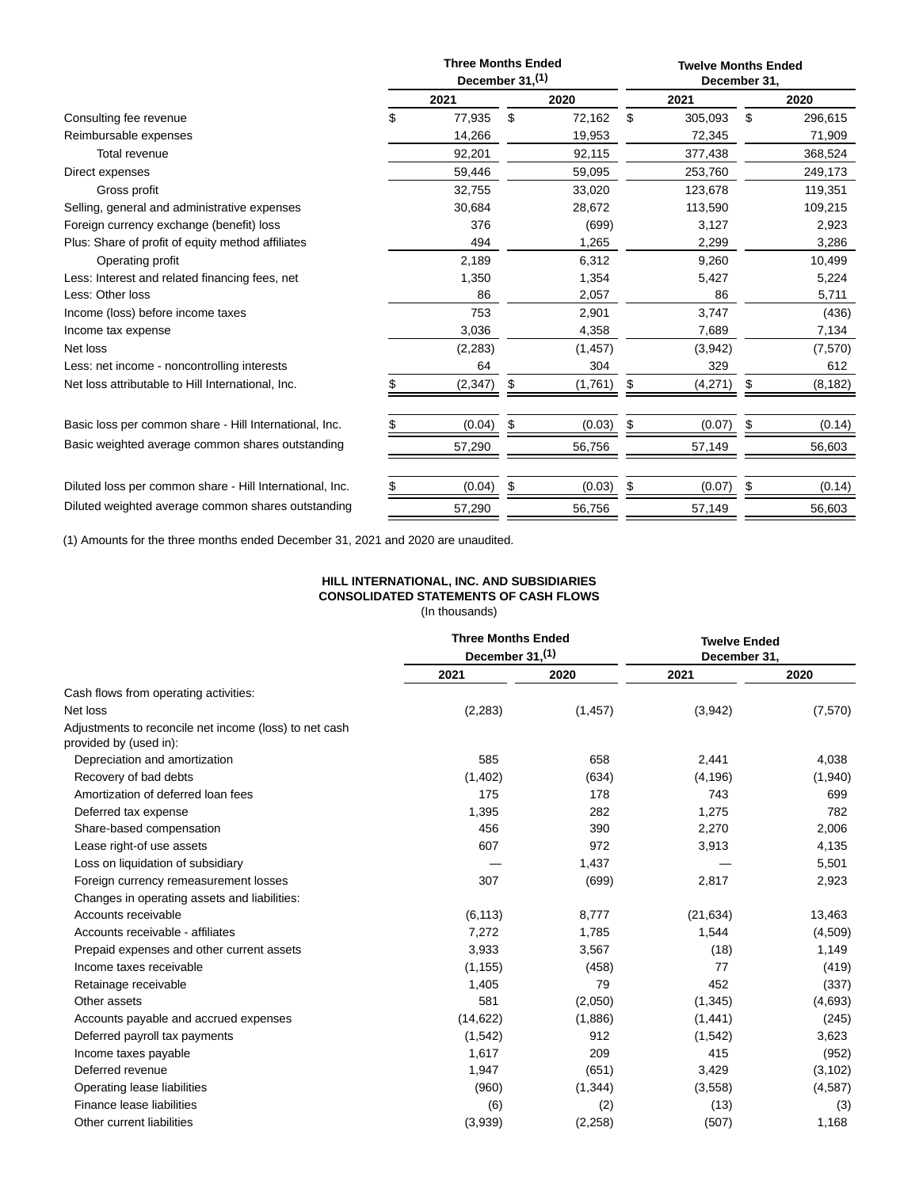| | Three Months Ended December 31,[1] | | Twelve Months Ended December 31, | |
|---|---|---|---|---|
| | 2021 | 2020 | 2021 | 2020 |
| Consulting fee revenue | $ 77,935 | $ 72,162 | $ 305,093 | $ 296,615 |
| Reimbursable expenses | 14,266 | 19,953 | 72,345 | 71,909 |
| Total revenue | 92,201 | 92,115 | 377,438 | 368,524 |
| Direct expenses | 59,446 | 59,095 | 253,760 | 249,173 |
| Gross profit | 32,755 | 33,020 | 123,678 | 119,351 |
| Selling, general and administrative expenses | 30,684 | 28,672 | 113,590 | 109,215 |
| Foreign currency exchange (benefit) loss | 376 | (699) | 3,127 | 2,923 |
| Plus: Share of profit of equity method affiliates | 494 | 1,265 | 2,299 | 3,286 |
| Operating profit | 2,189 | 6,312 | 9,260 | 10,499 |
| Less: Interest and related financing fees, net | 1,350 | 1,354 | 5,427 | 5,224 |
| Less: Other loss | 86 | 2,057 | 86 | 5,711 |
| Income (loss) before income taxes | 753 | 2,901 | 3,747 | (436) |
| Income tax expense | 3,036 | 4,358 | 7,689 | 7,134 |
| Net loss | (2,283) | (1,457) | (3,942) | (7,570) |
| Less: net income - noncontrolling interests | 64 | 304 | 329 | 612 |
| Net loss attributable to Hill International, Inc. | $ (2,347) | $ (1,761) | $ (4,271) | $ (8,182) |
| Basic loss per common share - Hill International, Inc. | $ (0.04) | $ (0.03) | $ (0.07) | $ (0.14) |
| Basic weighted average common shares outstanding | 57,290 | 56,756 | 57,149 | 56,603 |
| Diluted loss per common share - Hill International, Inc. | $ (0.04) | $ (0.03) | $ (0.07) | $ (0.14) |
| Diluted weighted average common shares outstanding | 57,290 | 56,756 | 57,149 | 56,603 |

(1) Amounts for the three months ended December 31, 2021 and 2020 are unaudited.

**HILL INTERNATIONAL, INC. AND SUBSIDIARIES**
**CONSOLIDATED STATEMENTS OF CASH FLOWS**
(In thousands)

| | Three Months Ended December 31,[1] | | Twelve Ended December 31, | |
|---|---|---|---|---|
| | 2021 | 2020 | 2021 | 2020 |
| Cash flows from operating activities: | | | | |
| Net loss | (2,283) | (1,457) | (3,942) | (7,570) |
| Adjustments to reconcile net income (loss) to net cash provided by (used in): | | | | |
| Depreciation and amortization | 585 | 658 | 2,441 | 4,038 |
| Recovery of bad debts | (1,402) | (634) | (4,196) | (1,940) |
| Amortization of deferred loan fees | 175 | 178 | 743 | 699 |
| Deferred tax expense | 1,395 | 282 | 1,275 | 782 |
| Share-based compensation | 456 | 390 | 2,270 | 2,006 |
| Lease right-of use assets | 607 | 972 | 3,913 | 4,135 |
| Loss on liquidation of subsidiary | — | 1,437 | — | 5,501 |
| Foreign currency remeasurement losses | 307 | (699) | 2,817 | 2,923 |
| Changes in operating assets and liabilities: | | | | |
| Accounts receivable | (6,113) | 8,777 | (21,634) | 13,463 |
| Accounts receivable - affiliates | 7,272 | 1,785 | 1,544 | (4,509) |
| Prepaid expenses and other current assets | 3,933 | 3,567 | (18) | 1,149 |
| Income taxes receivable | (1,155) | (458) | 77 | (419) |
| Retainage receivable | 1,405 | 79 | 452 | (337) |
| Other assets | 581 | (2,050) | (1,345) | (4,693) |
| Accounts payable and accrued expenses | (14,622) | (1,886) | (1,441) | (245) |
| Deferred payroll tax payments | (1,542) | 912 | (1,542) | 3,623 |
| Income taxes payable | 1,617 | 209 | 415 | (952) |
| Deferred revenue | 1,947 | (651) | 3,429 | (3,102) |
| Operating lease liabilities | (960) | (1,344) | (3,558) | (4,587) |
| Finance lease liabilities | (6) | (2) | (13) | (3) |
| Other current liabilities | (3,939) | (2,258) | (507) | 1,168 |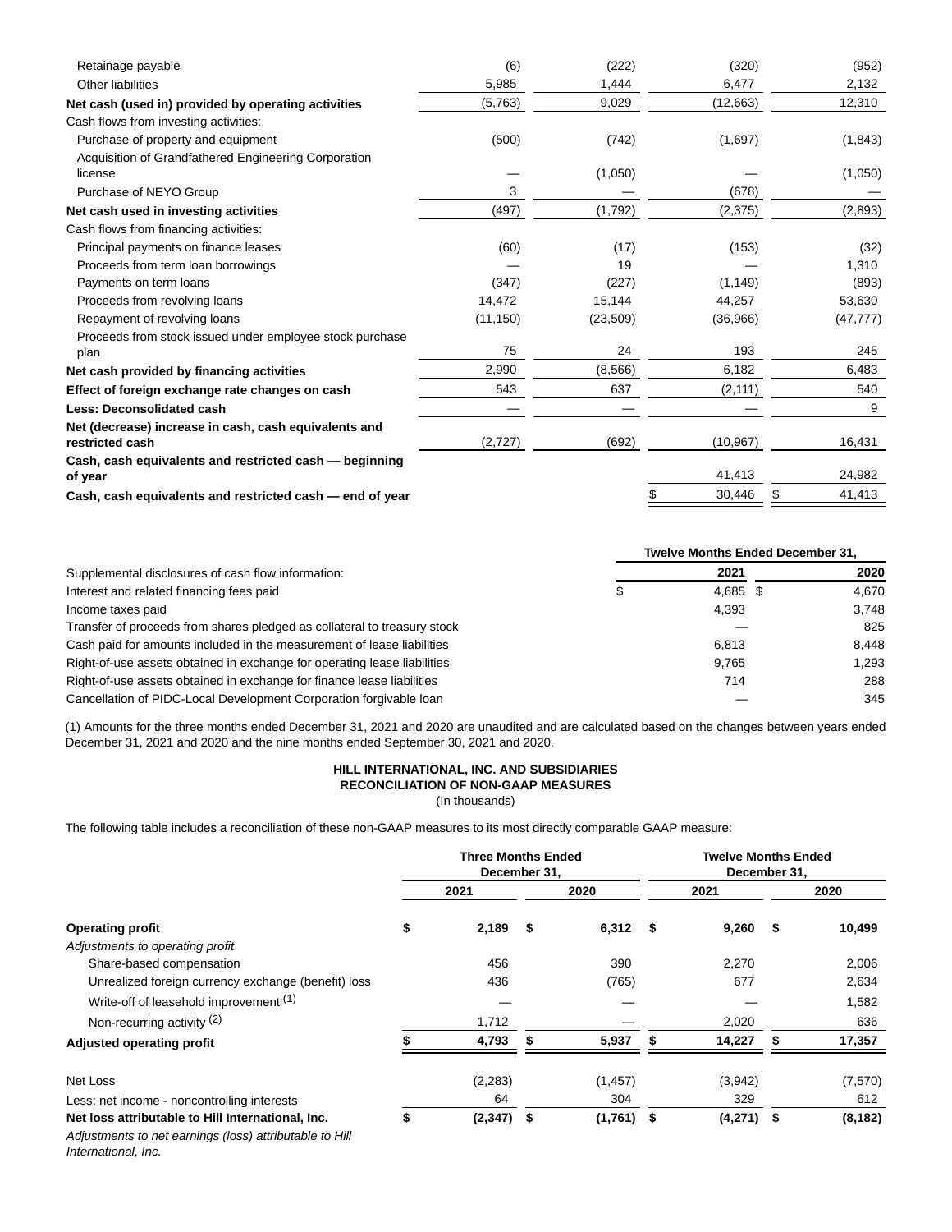| | | | | |
|---|---|---|---|---|
| Retainage payable | (6) | (222) | (320) | (952) |
| Other liabilities | 5,985 | 1,444 | 6,477 | 2,132 |
| **Net cash (used in) provided by operating activities** | (5,763) | 9,029 | (12,663) | 12,310 |
| Cash flows from investing activities: | | | | |
| Purchase of property and equipment | (500) | (742) | (1,697) | (1,843) |
| Acquisition of Grandfathered Engineering Corporation license | — | (1,050) | — | (1,050) |
| Purchase of NEYO Group | 3 | — | (678) | — |
| **Net cash used in investing activities** | (497) | (1,792) | (2,375) | (2,893) |
| Cash flows from financing activities: | | | | |
| Principal payments on finance leases | (60) | (17) | (153) | (32) |
| Proceeds from term loan borrowings | — | 19 | — | 1,310 |
| Payments on term loans | (347) | (227) | (1,149) | (893) |
| Proceeds from revolving loans | 14,472 | 15,144 | 44,257 | 53,630 |
| Repayment of revolving loans | (11,150) | (23,509) | (36,966) | (47,777) |
| Proceeds from stock issued under employee stock purchase plan | 75 | 24 | 193 | 245 |
| **Net cash provided by financing activities** | 2,990 | (8,566) | 6,182 | 6,483 |
| **Effect of foreign exchange rate changes on cash** | 543 | 637 | (2,111) | 540 |
| **Less: Deconsolidated cash** | — | — | — | 9 |
| **Net (decrease) increase in cash, cash equivalents and restricted cash** | (2,727) | (692) | (10,967) | 16,431 |
| **Cash, cash equivalents and restricted cash — beginning of year** | | | 41,413 | 24,982 |
| **Cash, cash equivalents and restricted cash — end of year** | | | $ 30,446 | $ 41,413 |

| | Twelve Months Ended December 31, | |
|---|---|---|
| Supplemental disclosures of cash flow information: | 2021 | 2020 |
| Interest and related financing fees paid | $ 4,685 | $ 4,670 |
| Income taxes paid | 4,393 | 3,748 |
| Transfer of proceeds from shares pledged as collateral to treasury stock | — | 825 |
| Cash paid for amounts included in the measurement of lease liabilities | 6,813 | 8,448 |
| Right-of-use assets obtained in exchange for operating lease liabilities | 9,765 | 1,293 |
| Right-of-use assets obtained in exchange for finance lease liabilities | 714 | 288 |
| Cancellation of PIDC-Local Development Corporation forgivable loan | — | 345 |

(1) Amounts for the three months ended December 31, 2021 and 2020 are unaudited and are calculated based on the changes between years ended December 31, 2021 and 2020 and the nine months ended September 30, 2021 and 2020.

**HILL INTERNATIONAL, INC. AND SUBSIDIARIES**
**RECONCILIATION OF NON-GAAP MEASURES**
(In thousands)

The following table includes a reconciliation of these non-GAAP measures to its most directly comparable GAAP measure:

| | Three Months Ended December 31, | | Twelve Months Ended December 31, | |
|---|---|---|---|---|
| | 2021 | 2020 | 2021 | 2020 |
| **Operating profit** | **$ 2,189** | **$ 6,312** | **$ 9,260** | **$ 10,499** |
| *Adjustments to operating profit* | | | | |
| Share-based compensation | 456 | 390 | 2,270 | 2,006 |
| Unrealized foreign currency exchange (benefit) loss | 436 | (765) | 677 | 2,634 |
| Write-off of leasehold improvement [1] | — | — | — | 1,582 |
| Non-recurring activity [2] | 1,712 | — | 2,020 | 636 |
| **Adjusted operating profit** | **$ 4,793** | **$ 5,937** | **$ 14,227** | **$ 17,357** |
| | | | | |
| Net Loss | (2,283) | (1,457) | (3,942) | (7,570) |
| Less: net income - noncontrolling interests | 64 | 304 | 329 | 612 |
| **Net loss attributable to Hill International, Inc.** | **$ (2,347)** | **$ (1,761)** | **$ (4,271)** | **$ (8,182)** |
| *Adjustments to net earnings (loss) attributable to Hill International, Inc.* | | | | |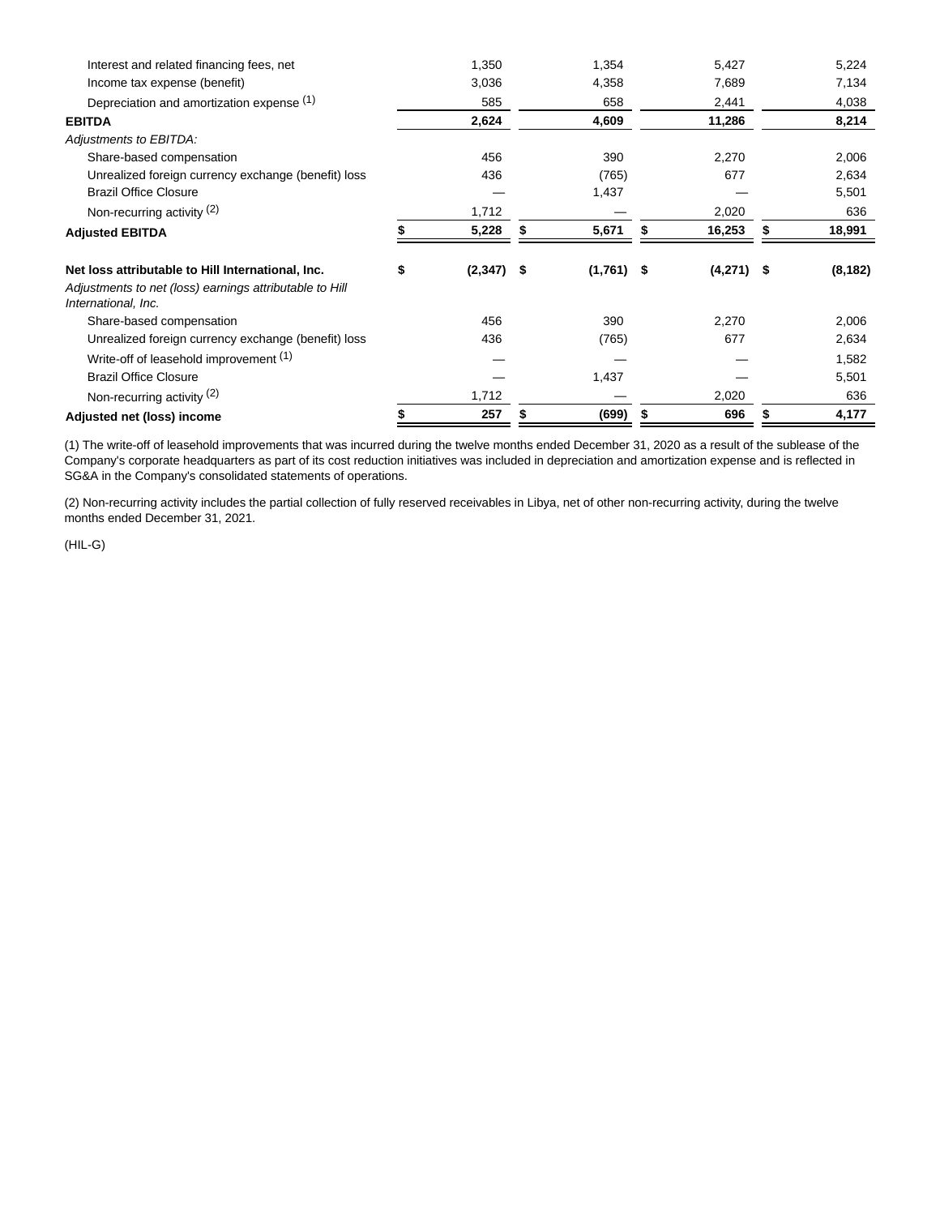| | | | | |
|---|---|---|---|---|
| Interest and related financing fees, net | 1,350 | 1,354 | 5,427 | 5,224 |
| Income tax expense (benefit) | 3,036 | 4,358 | 7,689 | 7,134 |
| Depreciation and amortization expense [1] | 585 | 658 | 2,441 | 4,038 |
| **EBITDA** | **2,624** | **4,609** | **11,286** | **8,214** |
| *Adjustments to EBITDA:* | | | | |
| Share-based compensation | 456 | 390 | 2,270 | 2,006 |
| Unrealized foreign currency exchange (benefit) loss | 436 | (765) | 677 | 2,634 |
| Brazil Office Closure | — | 1,437 | — | 5,501 |
| Non-recurring activity [2] | 1,712 | — | 2,020 | 636 |
| **Adjusted EBITDA** | **$ 5,228** | **$ 5,671** | **$ 16,253** | **$ 18,991** |
| | | | | |
| **Net loss attributable to Hill International, Inc.** | **$ (2,347)** | **$ (1,761)** | **$ (4,271)** | **$ (8,182)** |
| *Adjustments to net (loss) earnings attributable to Hill International, Inc.* | | | | |
| Share-based compensation | 456 | 390 | 2,270 | 2,006 |
| Unrealized foreign currency exchange (benefit) loss | 436 | (765) | 677 | 2,634 |
| Write-off of leasehold improvement [1] | — | — | — | 1,582 |
| Brazil Office Closure | — | 1,437 | — | 5,501 |
| Non-recurring activity [2] | 1,712 | — | 2,020 | 636 |
| **Adjusted net (loss) income** | **$ 257** | **$ (699)** | **$ 696** | **$ 4,177** |

(1) The write-off of leasehold improvements that was incurred during the twelve months ended December 31, 2020 as a result of the sublease of the Company's corporate headquarters as part of its cost reduction initiatives was included in depreciation and amortization expense and is reflected in SG&A in the Company's consolidated statements of operations.

(2) Non-recurring activity includes the partial collection of fully reserved receivables in Libya, net of other non-recurring activity, during the twelve months ended December 31, 2021.

(HIL-G)